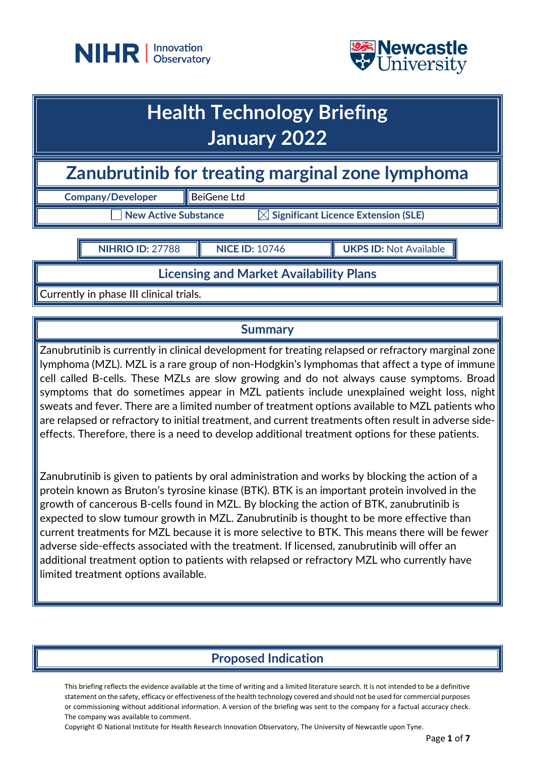NIHR | Innovation Observatory

Newcastle University

# Health Technology Briefing
# January 2022

## Zanubrutinib for treating marginal zone lymphoma

| Company/Developer | BeiGene Ltd |
|---|---|

☐ New Active Substance ☒ Significant Licence Extension (SLE)

| NIHRIO ID: 27788 | NICE ID: 10746 | UKPS ID: Not Available |
|---|---|---|

### Licensing and Market Availability Plans

Currently in phase III clinical trials.

### Summary

Zanubrutinib is currently in clinical development for treating relapsed or refractory marginal zone lymphoma (MZL). MZL is a rare group of non-Hodgkin's lymphomas that affect a type of immune cell called B-cells. These MZLs are slow growing and do not always cause symptoms. Broad symptoms that do sometimes appear in MZL patients include unexplained weight loss, night sweats and fever. There are a limited number of treatment options available to MZL patients who are relapsed or refractory to initial treatment, and current treatments often result in adverse side-effects. Therefore, there is a need to develop additional treatment options for these patients.

Zanubrutinib is given to patients by oral administration and works by blocking the action of a protein known as Bruton's tyrosine kinase (BTK). BTK is an important protein involved in the growth of cancerous B-cells found in MZL. By blocking the action of BTK, zanubrutinib is expected to slow tumour growth in MZL. Zanubrutinib is thought to be more effective than current treatments for MZL because it is more selective to BTK. This means there will be fewer adverse side-effects associated with the treatment. If licensed, zanubrutinib will offer an additional treatment option to patients with relapsed or refractory MZL who currently have limited treatment options available.

### Proposed Indication

This briefing reflects the evidence available at the time of writing and a limited literature search. It is not intended to be a definitive statement on the safety, efficacy or effectiveness of the health technology covered and should not be used for commercial purposes or commissioning without additional information. A version of the briefing was sent to the company for a factual accuracy check. The company was available to comment.

Copyright © National Institute for Health Research Innovation Observatory, The University of Newcastle upon Tyne.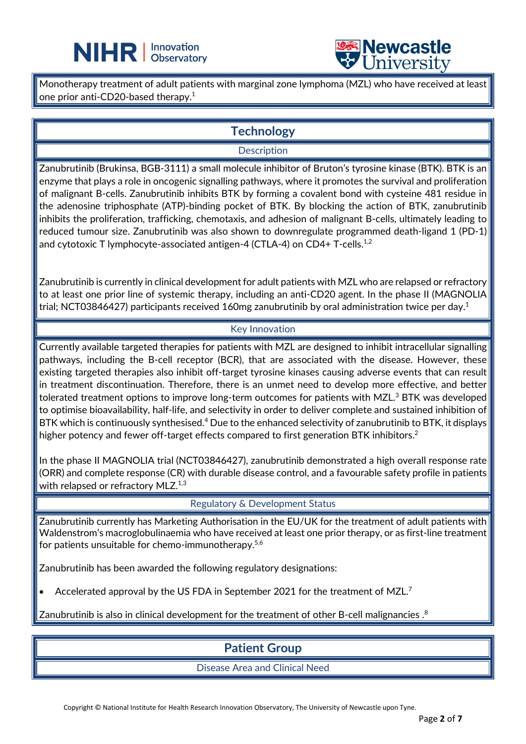Monotherapy treatment of adult patients with marginal zone lymphoma (MZL) who have received at least one prior anti-CD20-based therapy.[1]

## Technology

### Description

Zanubrutinib (Brukinsa, BGB-3111) a small molecule inhibitor of Bruton's tyrosine kinase (BTK). BTK is an enzyme that plays a role in oncogenic signalling pathways, where it promotes the survival and proliferation of malignant B-cells. Zanubrutinib inhibits BTK by forming a covalent bond with cysteine 481 residue in the adenosine triphosphate (ATP)-binding pocket of BTK. By blocking the action of BTK, zanubrutinib inhibits the proliferation, trafficking, chemotaxis, and adhesion of malignant B-cells, ultimately leading to reduced tumour size. Zanubrutinib was also shown to downregulate programmed death-ligand 1 (PD-1) and cytotoxic T lymphocyte-associated antigen-4 (CTLA-4) on CD4+ T-cells.[1,2]

Zanubrutinib is currently in clinical development for adult patients with MZL who are relapsed or refractory to at least one prior line of systemic therapy, including an anti-CD20 agent. In the phase II (MAGNOLIA trial; NCT03846427) participants received 160mg zanubrutinib by oral administration twice per day.[1]

### Key Innovation

Currently available targeted therapies for patients with MZL are designed to inhibit intracellular signalling pathways, including the B-cell receptor (BCR), that are associated with the disease. However, these existing targeted therapies also inhibit off-target tyrosine kinases causing adverse events that can result in treatment discontinuation. Therefore, there is an unmet need to develop more effective, and better tolerated treatment options to improve long-term outcomes for patients with MZL.[3] BTK was developed to optimise bioavailability, half-life, and selectivity in order to deliver complete and sustained inhibition of BTK which is continuously synthesised.[4] Due to the enhanced selectivity of zanubrutinib to BTK, it displays higher potency and fewer off-target effects compared to first generation BTK inhibitors.[2]

In the phase II MAGNOLIA trial (NCT03846427), zanubrutinib demonstrated a high overall response rate (ORR) and complete response (CR) with durable disease control, and a favourable safety profile in patients with relapsed or refractory MLZ.[1,3]

### Regulatory & Development Status

Zanubrutinib currently has Marketing Authorisation in the EU/UK for the treatment of adult patients with Waldenstrom's macroglobulinaemia who have received at least one prior therapy, or as first-line treatment for patients unsuitable for chemo-immunotherapy.[5,6]

Zanubrutinib has been awarded the following regulatory designations:

- Accelerated approval by the US FDA in September 2021 for the treatment of MZL.[7]

Zanubrutinib is also in clinical development for the treatment of other B-cell malignancies .[8]

## Patient Group

### Disease Area and Clinical Need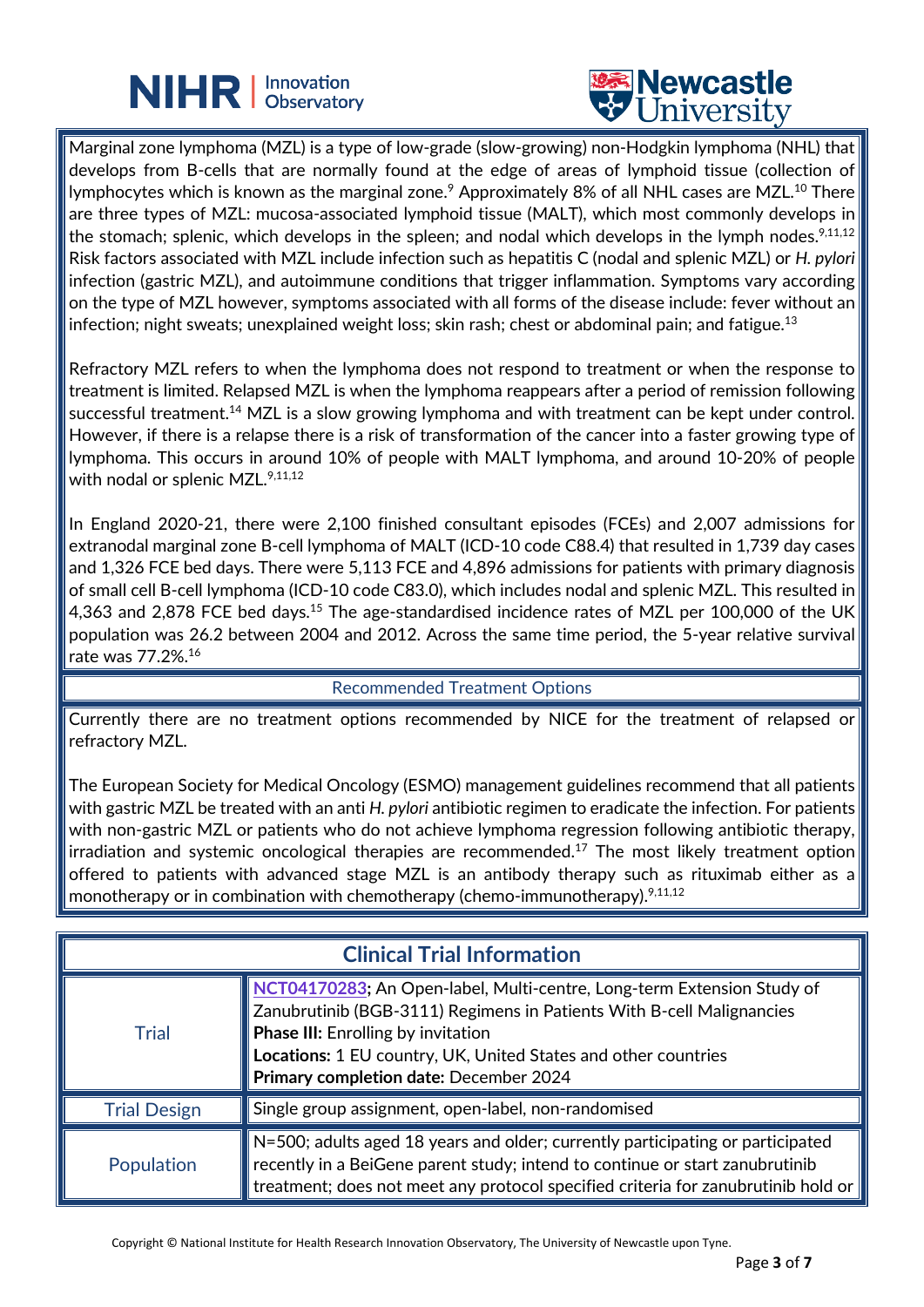Marginal zone lymphoma (MZL) is a type of low-grade (slow-growing) non-Hodgkin lymphoma (NHL) that develops from B-cells that are normally found at the edge of areas of lymphoid tissue (collection of lymphocytes which is known as the marginal zone.[9] Approximately 8% of all NHL cases are MZL.[10] There are three types of MZL: mucosa-associated lymphoid tissue (MALT), which most commonly develops in the stomach; splenic, which develops in the spleen; and nodal which develops in the lymph nodes.[9,11,12] Risk factors associated with MZL include infection such as hepatitis C (nodal and splenic MZL) or *H. pylori* infection (gastric MZL), and autoimmune conditions that trigger inflammation. Symptoms vary according on the type of MZL however, symptoms associated with all forms of the disease include: fever without an infection; night sweats; unexplained weight loss; skin rash; chest or abdominal pain; and fatigue.[13]

Refractory MZL refers to when the lymphoma does not respond to treatment or when the response to treatment is limited. Relapsed MZL is when the lymphoma reappears after a period of remission following successful treatment.[14] MZL is a slow growing lymphoma and with treatment can be kept under control. However, if there is a relapse there is a risk of transformation of the cancer into a faster growing type of lymphoma. This occurs in around 10% of people with MALT lymphoma, and around 10-20% of people with nodal or splenic MZL.[9,11,12]

In England 2020-21, there were 2,100 finished consultant episodes (FCEs) and 2,007 admissions for extranodal marginal zone B-cell lymphoma of MALT (ICD-10 code C88.4) that resulted in 1,739 day cases and 1,326 FCE bed days. There were 5,113 FCE and 4,896 admissions for patients with primary diagnosis of small cell B-cell lymphoma (ICD-10 code C83.0), which includes nodal and splenic MZL. This resulted in 4,363 and 2,878 FCE bed days.[15] The age-standardised incidence rates of MZL per 100,000 of the UK population was 26.2 between 2004 and 2012. Across the same time period, the 5-year relative survival rate was 77.2%.[16]

## Recommended Treatment Options

Currently there are no treatment options recommended by NICE for the treatment of relapsed or refractory MZL.

The European Society for Medical Oncology (ESMO) management guidelines recommend that all patients with gastric MZL be treated with an anti *H. pylori* antibiotic regimen to eradicate the infection. For patients with non-gastric MZL or patients who do not achieve lymphoma regression following antibiotic therapy, irradiation and systemic oncological therapies are recommended.[17] The most likely treatment option offered to patients with advanced stage MZL is an antibody therapy such as rituximab either as a monotherapy or in combination with chemotherapy (chemo-immunotherapy).[9,11,12]

## Clinical Trial Information

| | |
|---|---|
| Trial | **NCT04170283;** An Open-label, Multi-centre, Long-term Extension Study of Zanubrutinib (BGB-3111) Regimens in Patients With B-cell Malignancies<br>**Phase III:** Enrolling by invitation<br>**Locations:** 1 EU country, UK, United States and other countries<br>**Primary completion date:** December 2024 |
| Trial Design | Single group assignment, open-label, non-randomised |
| Population | N=500; adults aged 18 years and older; currently participating or participated recently in a BeiGene parent study; intend to continue or start zanubrutinib treatment; does not meet any protocol specified criteria for zanubrutinib hold or |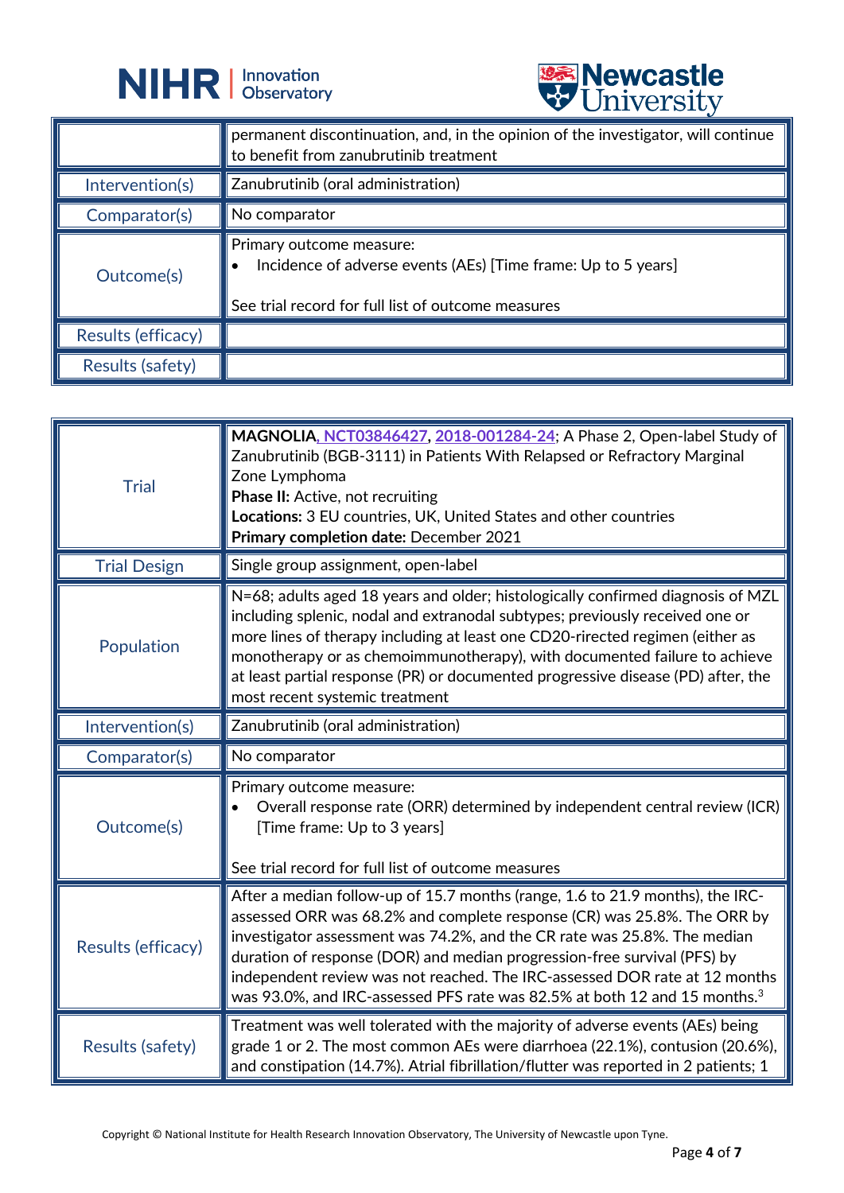|  |  |
|---|---|
|  | permanent discontinuation, and, in the opinion of the investigator, will continue to benefit from zanubrutinib treatment |
| Intervention(s) | Zanubrutinib (oral administration) |
| Comparator(s) | No comparator |
| Outcome(s) | Primary outcome measure:<br>• Incidence of adverse events (AEs) [Time frame: Up to 5 years]<br><br>See trial record for full list of outcome measures |
| Results (efficacy) |  |
| Results (safety) |  |

|  |  |
|---|---|
| Trial | **MAGNOLIA**, NCT03846427, 2018-001284-24; A Phase 2, Open-label Study of Zanubrutinib (BGB-3111) in Patients With Relapsed or Refractory Marginal Zone Lymphoma<br>**Phase II:** Active, not recruiting<br>**Locations:** 3 EU countries, UK, United States and other countries<br>**Primary completion date:** December 2021 |
| Trial Design | Single group assignment, open-label |
| Population | N=68; adults aged 18 years and older; histologically confirmed diagnosis of MZL including splenic, nodal and extranodal subtypes; previously received one or more lines of therapy including at least one CD20-rirected regimen (either as monotherapy or as chemoimmunotherapy), with documented failure to achieve at least partial response (PR) or documented progressive disease (PD) after, the most recent systemic treatment |
| Intervention(s) | Zanubrutinib (oral administration) |
| Comparator(s) | No comparator |
| Outcome(s) | Primary outcome measure:<br>• Overall response rate (ORR) determined by independent central review (ICR) [Time frame: Up to 3 years]<br><br>See trial record for full list of outcome measures |
| Results (efficacy) | After a median follow-up of 15.7 months (range, 1.6 to 21.9 months), the IRC-assessed ORR was 68.2% and complete response (CR) was 25.8%. The ORR by investigator assessment was 74.2%, and the CR rate was 25.8%. The median duration of response (DOR) and median progression-free survival (PFS) by independent review was not reached. The IRC-assessed DOR rate at 12 months was 93.0%, and IRC-assessed PFS rate was 82.5% at both 12 and 15 months.[3] |
| Results (safety) | Treatment was well tolerated with the majority of adverse events (AEs) being grade 1 or 2. The most common AEs were diarrhoea (22.1%), contusion (20.6%), and constipation (14.7%). Atrial fibrillation/flutter was reported in 2 patients; 1 |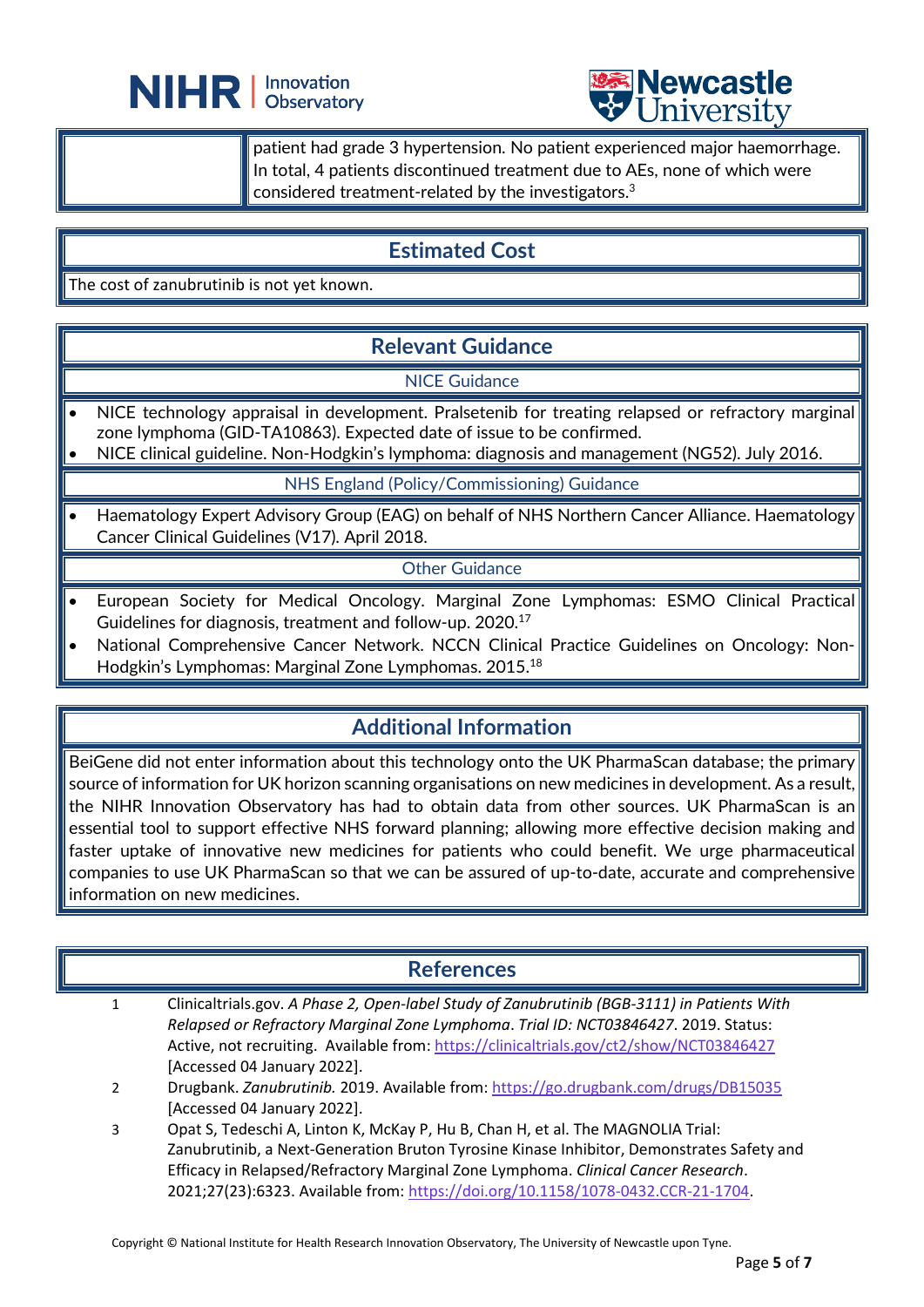patient had grade 3 hypertension. No patient experienced major haemorrhage. In total, 4 patients discontinued treatment due to AEs, none of which were considered treatment-related by the investigators.[3]

## Estimated Cost

The cost of zanubrutinib is not yet known.

## Relevant Guidance

### NICE Guidance

- NICE technology appraisal in development. Pralsetenib for treating relapsed or refractory marginal zone lymphoma (GID-TA10863). Expected date of issue to be confirmed.
- NICE clinical guideline. Non-Hodgkin's lymphoma: diagnosis and management (NG52). July 2016.

### NHS England (Policy/Commissioning) Guidance

- Haematology Expert Advisory Group (EAG) on behalf of NHS Northern Cancer Alliance. Haematology Cancer Clinical Guidelines (V17). April 2018.

### Other Guidance

- European Society for Medical Oncology. Marginal Zone Lymphomas: ESMO Clinical Practical Guidelines for diagnosis, treatment and follow-up. 2020.[17]
- National Comprehensive Cancer Network. NCCN Clinical Practice Guidelines on Oncology: Non-Hodgkin's Lymphomas: Marginal Zone Lymphomas. 2015.[18]

## Additional Information

BeiGene did not enter information about this technology onto the UK PharmaScan database; the primary source of information for UK horizon scanning organisations on new medicines in development. As a result, the NIHR Innovation Observatory has had to obtain data from other sources. UK PharmaScan is an essential tool to support effective NHS forward planning; allowing more effective decision making and faster uptake of innovative new medicines for patients who could benefit. We urge pharmaceutical companies to use UK PharmaScan so that we can be assured of up-to-date, accurate and comprehensive information on new medicines.

## References

1. Clinicaltrials.gov. *A Phase 2, Open-label Study of Zanubrutinib (BGB-3111) in Patients With Relapsed or Refractory Marginal Zone Lymphoma*. *Trial ID: NCT03846427*. 2019. Status: Active, not recruiting. Available from: https://clinicaltrials.gov/ct2/show/NCT03846427 [Accessed 04 January 2022].
2. Drugbank. *Zanubrutinib.* 2019. Available from: https://go.drugbank.com/drugs/DB15035 [Accessed 04 January 2022].
3. Opat S, Tedeschi A, Linton K, McKay P, Hu B, Chan H, et al. The MAGNOLIA Trial: Zanubrutinib, a Next-Generation Bruton Tyrosine Kinase Inhibitor, Demonstrates Safety and Efficacy in Relapsed/Refractory Marginal Zone Lymphoma. *Clinical Cancer Research*. 2021;27(23):6323. Available from: https://doi.org/10.1158/1078-0432.CCR-21-1704.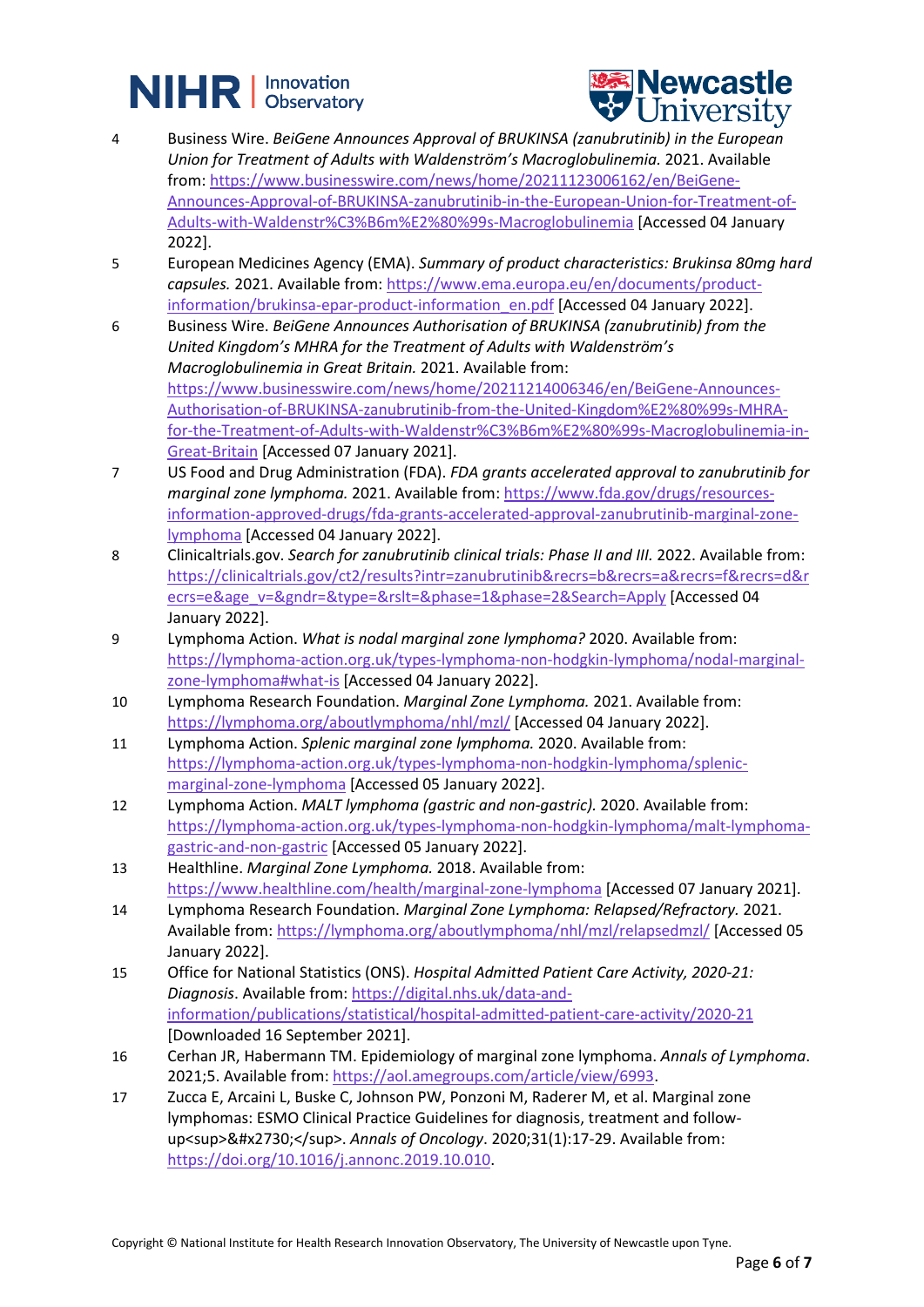4. Business Wire. *BeiGene Announces Approval of BRUKINSA (zanubrutinib) in the European Union for Treatment of Adults with Waldenström's Macroglobulinemia.* 2021. Available from: https://www.businesswire.com/news/home/20211123006162/en/BeiGene-Announces-Approval-of-BRUKINSA-zanubrutinib-in-the-European-Union-for-Treatment-of-Adults-with-Waldenstr%C3%B6m%E2%80%99s-Macroglobulinemia [Accessed 04 January 2022].
5. European Medicines Agency (EMA). *Summary of product characteristics: Brukinsa 80mg hard capsules.* 2021. Available from: https://www.ema.europa.eu/en/documents/product-information/brukinsa-epar-product-information_en.pdf [Accessed 04 January 2022].
6. Business Wire. *BeiGene Announces Authorisation of BRUKINSA (zanubrutinib) from the United Kingdom's MHRA for the Treatment of Adults with Waldenström's Macroglobulinemia in Great Britain.* 2021. Available from: https://www.businesswire.com/news/home/20211214006346/en/BeiGene-Announces-Authorisation-of-BRUKINSA-zanubrutinib-from-the-United-Kingdom%E2%80%99s-MHRA-for-the-Treatment-of-Adults-with-Waldenstr%C3%B6m%E2%80%99s-Macroglobulinemia-in-Great-Britain [Accessed 07 January 2021].
7. US Food and Drug Administration (FDA). *FDA grants accelerated approval to zanubrutinib for marginal zone lymphoma.* 2021. Available from: https://www.fda.gov/drugs/resources-information-approved-drugs/fda-grants-accelerated-approval-zanubrutinib-marginal-zone-lymphoma [Accessed 04 January 2022].
8. Clinicaltrials.gov. *Search for zanubrutinib clinical trials: Phase II and III.* 2022. Available from: https://clinicaltrials.gov/ct2/results?intr=zanubrutinib&recrs=b&recrs=a&recrs=f&recrs=d&recrs=e&age_v=&gndr=&type=&rslt=&phase=1&phase=2&Search=Apply [Accessed 04 January 2022].
9. Lymphoma Action. *What is nodal marginal zone lymphoma?* 2020. Available from: https://lymphoma-action.org.uk/types-lymphoma-non-hodgkin-lymphoma/nodal-marginal-zone-lymphoma#what-is [Accessed 04 January 2022].
10. Lymphoma Research Foundation. *Marginal Zone Lymphoma.* 2021. Available from: https://lymphoma.org/aboutlymphoma/nhl/mzl/ [Accessed 04 January 2022].
11. Lymphoma Action. *Splenic marginal zone lymphoma.* 2020. Available from: https://lymphoma-action.org.uk/types-lymphoma-non-hodgkin-lymphoma/splenic-marginal-zone-lymphoma [Accessed 05 January 2022].
12. Lymphoma Action. *MALT lymphoma (gastric and non-gastric).* 2020. Available from: https://lymphoma-action.org.uk/types-lymphoma-non-hodgkin-lymphoma/malt-lymphoma-gastric-and-non-gastric [Accessed 05 January 2022].
13. Healthline. *Marginal Zone Lymphoma.* 2018. Available from: https://www.healthline.com/health/marginal-zone-lymphoma [Accessed 07 January 2021].
14. Lymphoma Research Foundation. *Marginal Zone Lymphoma: Relapsed/Refractory.* 2021. Available from: https://lymphoma.org/aboutlymphoma/nhl/mzl/relapsedmzl/ [Accessed 05 January 2022].
15. Office for National Statistics (ONS). *Hospital Admitted Patient Care Activity, 2020-21: Diagnosis*. Available from: https://digital.nhs.uk/data-and-information/publications/statistical/hospital-admitted-patient-care-activity/2020-21 [Downloaded 16 September 2021].
16. Cerhan JR, Habermann TM. Epidemiology of marginal zone lymphoma. *Annals of Lymphoma*. 2021;5. Available from: https://aol.amegroups.com/article/view/6993.
17. Zucca E, Arcaini L, Buske C, Johnson PW, Ponzoni M, Raderer M, et al. Marginal zone lymphomas: ESMO Clinical Practice Guidelines for diagnosis, treatment and follow-up<sup>&#x2730;</sup>. *Annals of Oncology*. 2020;31(1):17-29. Available from: https://doi.org/10.1016/j.annonc.2019.10.010.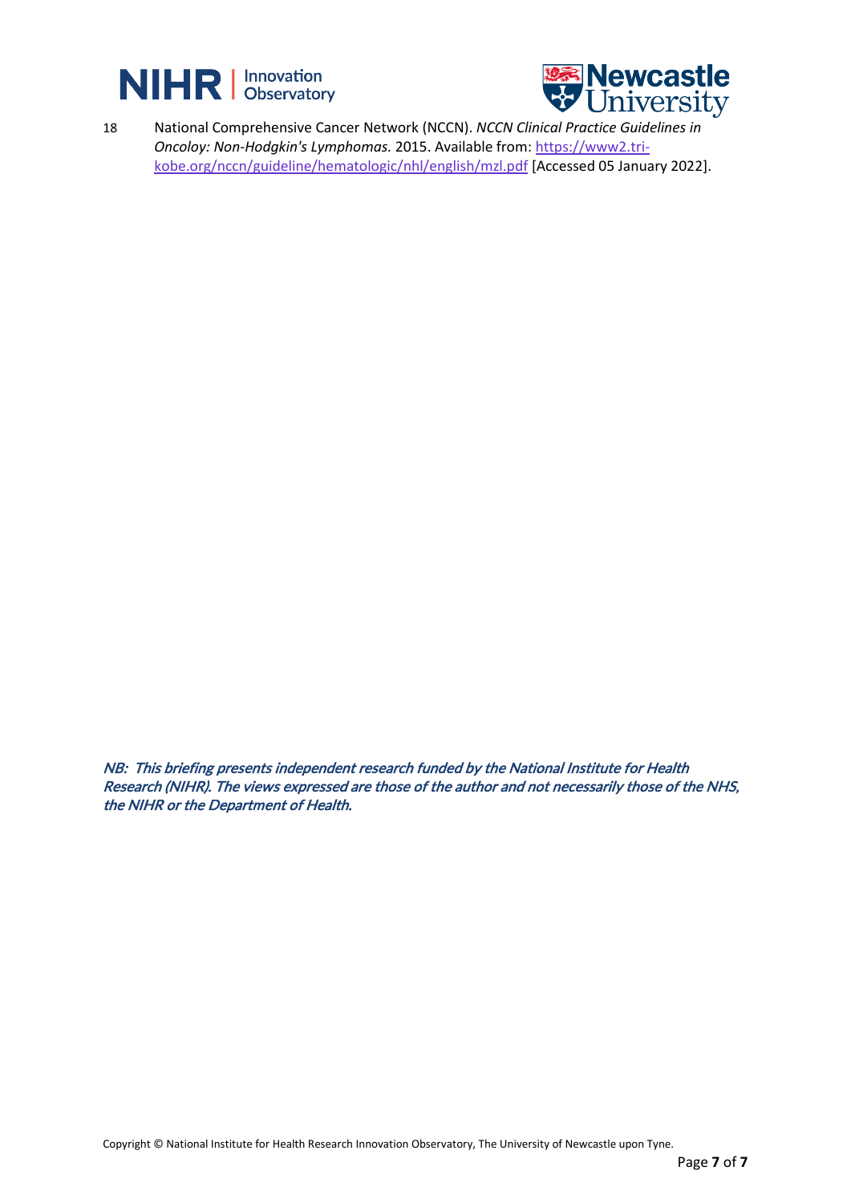18 National Comprehensive Cancer Network (NCCN). *NCCN Clinical Practice Guidelines in Oncoloy: Non-Hodgkin's Lymphomas.* 2015. Available from: https://www2.tri-kobe.org/nccn/guideline/hematologic/nhl/english/mzl.pdf [Accessed 05 January 2022].

***NB: This briefing presents independent research funded by the National Institute for Health Research (NIHR). The views expressed are those of the author and not necessarily those of the NHS, the NIHR or the Department of Health.***

Copyright © National Institute for Health Research Innovation Observatory, The University of Newcastle upon Tyne.